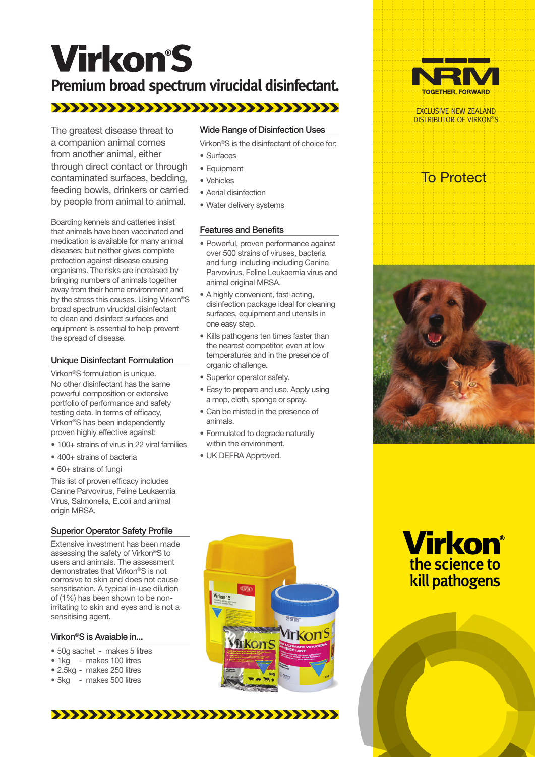# Virkon®S

## Premium broad spectrum virucidal disinfectant.

The greatest disease threat to a companion animal comes from another animal, either through direct contact or through contaminated surfaces, bedding, feeding bowls, drinkers or carried by people from animal to animal.

Boarding kennels and catteries insist that animals have been vaccinated and medication is available for many animal diseases; but neither gives complete protection against disease causing organisms. The risks are increased by bringing numbers of animals together away from their home environment and by the stress this causes. Using Virkon®S broad spectrum virucidal disinfectant to clean and disinfect surfaces and equipment is essential to help prevent the spread of disease.

### Unique Disinfectant Formulation

Virkon®S formulation is unique. No other disinfectant has the same powerful composition or extensive portfolio of performance and safety testing data. In terms of efficacy, Virkon®S has been independently proven highly effective against:

- 100+ strains of virus in 22 viral families
- 400+ strains of bacteria
- 60+ strains of fungi

This list of proven efficacy includes Canine Parvovirus, Feline Leukaemia Virus, Salmonella, E.coli and animal origin MRSA.

### Superior Operator Safety Profile

Extensive investment has been made assessing the safety of Virkon®S to users and animals. The assessment demonstrates that Virkon®S is not corrosive to skin and does not cause sensitisation. A typical in-use dilution of (1%) has been shown to be non-irritating to skin and eyes and is not a sensitising agent.

### Virkon®S is Avaiable in...

- 50g sachet - makes 5 litres
- 1kg - makes 100 litres
- 2.5kg - makes 250 litres
- 5kg - makes 500 litres

### Wide Range of Disinfection Uses

Virkon®S is the disinfectant of choice for:

- Surfaces
- Equipment
- Vehicles
- Aerial disinfection
- Water delivery systems

### Features and Benefits

- Powerful, proven performance against over 500 strains of viruses, bacteria and fungi including including Canine Parvovirus, Feline Leukaemia virus and animal original MRSA.
- A highly convenient, fast-acting, disinfection package ideal for cleaning surfaces, equipment and utensils in one easy step.
- Kills pathogens ten times faster than the nearest competitor, even at low temperatures and in the presence of organic challenge.
- Superior operator safety.
- Easy to prepare and use. Apply using a mop, cloth, sponge or spray.
- Can be misted in the presence of animals.
- Formulated to degrade naturally within the environment.
- UK DEFRA Approved.

NRM
TOGETHER, FORWARD

EXCLUSIVE NEW ZEALAND DISTRIBUTOR OF VIRKON®S

To Protect

Virkon®
the science to kill pathogens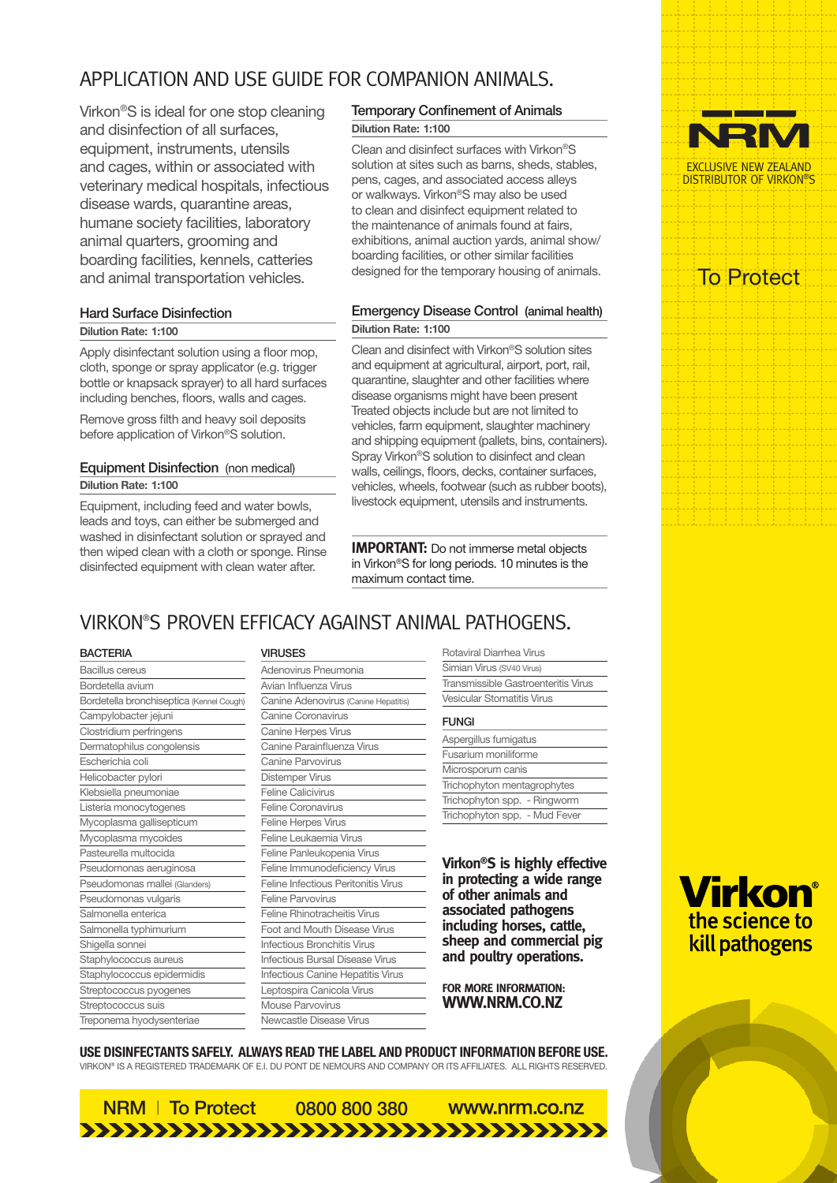# APPLICATION AND USE GUIDE FOR COMPANION ANIMALS.

Virkon®S is ideal for one stop cleaning and disinfection of all surfaces, equipment, instruments, utensils and cages, within or associated with veterinary medical hospitals, infectious disease wards, quarantine areas, humane society facilities, laboratory animal quarters, grooming and boarding facilities, kennels, catteries and animal transportation vehicles.

### Hard Surface Disinfection

**Dilution Rate: 1:100**

Apply disinfectant solution using a floor mop, cloth, sponge or spray applicator (e.g. trigger bottle or knapsack sprayer) to all hard surfaces including benches, floors, walls and cages.

Remove gross filth and heavy soil deposits before application of Virkon®S solution.

### Equipment Disinfection (non medical)

**Dilution Rate: 1:100**

Equipment, including feed and water bowls, leads and toys, can either be submerged and washed in disinfectant solution or sprayed and then wiped clean with a cloth or sponge. Rinse disinfected equipment with clean water after.

### Temporary Confinement of Animals

**Dilution Rate: 1:100**

Clean and disinfect surfaces with Virkon®S solution at sites such as barns, sheds, stables, pens, cages, and associated access alleys or walkways. Virkon®S may also be used to clean and disinfect equipment related to the maintenance of animals found at fairs, exhibitions, animal auction yards, animal show/ boarding facilities, or other similar facilities designed for the temporary housing of animals.

### Emergency Disease Control (animal health)

**Dilution Rate: 1:100**

Clean and disinfect with Virkon®S solution sites and equipment at agricultural, airport, port, rail, quarantine, slaughter and other facilities where disease organisms might have been present Treated objects include but are not limited to vehicles, farm equipment, slaughter machinery and shipping equipment (pallets, bins, containers). Spray Virkon®S solution to disinfect and clean walls, ceilings, floors, decks, container surfaces, vehicles, wheels, footwear (such as rubber boots), livestock equipment, utensils and instruments.

**IMPORTANT:** Do not immerse metal objects in Virkon®S for long periods. 10 minutes is the maximum contact time.

NRM

EXCLUSIVE NEW ZEALAND DISTRIBUTOR OF VIRKON®S

To Protect

# VIRKON®S PROVEN EFFICACY AGAINST ANIMAL PATHOGENS.

| BACTERIA |
|---|
| Bacillus cereus |
| Bordetella avium |
| Bordetella bronchiseptica (Kennel Cough) |
| Campylobacter jejuni |
| Clostridium perfringens |
| Dermatophilus congolensis |
| Escherichia coli |
| Helicobacter pylori |
| Klebsiella pneumoniae |
| Listeria monocytogenes |
| Mycoplasma gallisepticum |
| Mycoplasma mycoides |
| Pasteurella multocida |
| Pseudomonas aeruginosa |
| Pseudomonas mallei (Glanders) |
| Pseudomonas vulgaris |
| Salmonella enterica |
| Salmonella typhimurium |
| Shigella sonnei |
| Staphylococcus aureus |
| Staphylococcus epidermidis |
| Streptococcus pyogenes |
| Streptococcus suis |
| Treponema hyodysenteriae |

| VIRUSES |
|---|
| Adenovirus Pneumonia |
| Avian Influenza Virus |
| Canine Adenovirus (Canine Hepatitis) |
| Canine Coronavirus |
| Canine Herpes Virus |
| Canine Parainfluenza Virus |
| Canine Parvovirus |
| Distemper Virus |
| Feline Calicivirus |
| Feline Coronavirus |
| Feline Herpes Virus |
| Feline Leukaemia Virus |
| Feline Panleukopenia Virus |
| Feline Immunodeficiency Virus |
| Feline Infectious Peritonitis Virus |
| Feline Parvovirus |
| Feline Rhinotracheitis Virus |
| Foot and Mouth Disease Virus |
| Infectious Bronchitis Virus |
| Infectious Bursal Disease Virus |
| Infectious Canine Hepatitis Virus |
| Leptospira Canicola Virus |
| Mouse Parvovirus |
| Newcastle Disease Virus |
| Rotaviral Diarrhea Virus |
| Simian Virus (SV40 Virus) |
| Transmissible Gastroenteritis Virus |
| Vesicular Stomatitis Virus |

| FUNGI |
|---|
| Aspergillus fumigatus |
| Fusarium moniliforme |
| Microsporum canis |
| Trichophyton mentagrophytes |
| Trichophyton spp. - Ringworm |
| Trichophyton spp. - Mud Fever |

**Virkon®S is highly effective in protecting a wide range of other animals and associated pathogens including horses, cattle, sheep and commercial pig and poultry operations.**

**FOR MORE INFORMATION:**
**WWW.NRM.CO.NZ**

Virkon® the science to kill pathogens

**USE DISINFECTANTS SAFELY. ALWAYS READ THE LABEL AND PRODUCT INFORMATION BEFORE USE.**

VIRKON® IS A REGISTERED TRADEMARK OF E.I. DU PONT DE NEMOURS AND COMPANY OR ITS AFFILIATES. ALL RIGHTS RESERVED.

NRM | To Protect 0800 800 380 www.nrm.co.nz